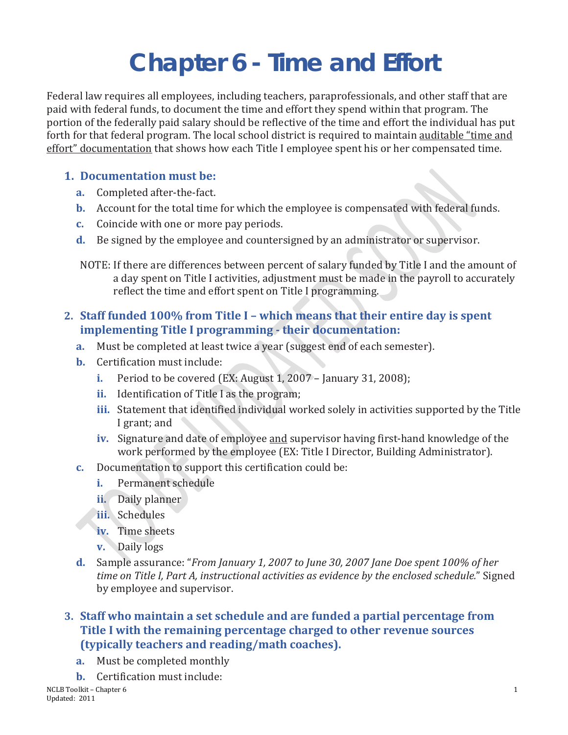# Chapter 6 - Time and Effort

Federal law requires all employees, including teachers, paraprofessionals, and other staff that are paid with federal funds, to document the time and effort they spend within that program. The portion of the federally paid salary should be reflective of the time and effort the individual has put forth for that federal program. The local school district is required to maintain auditable "time and effort" documentation that shows how each Title I employee spent his or her compensated time.

1. **Documentation must be:**
   a. Completed after-the-fact.
   b. Account for the total time for which the employee is compensated with federal funds.
   c. Coincide with one or more pay periods.
   d. Be signed by the employee and countersigned by an administrator or supervisor.

   NOTE: If there are differences between percent of salary funded by Title I and the amount of a day spent on Title I activities, adjustment must be made in the payroll to accurately reflect the time and effort spent on Title I programming.

2. **Staff funded 100% from Title I – which means that their entire day is spent implementing Title I programming - their documentation:**
   a. Must be completed at least twice a year (suggest end of each semester).
   b. Certification must include:
      i. Period to be covered (EX: August 1, 2007 – January 31, 2008);
      ii. Identification of Title I as the program;
      iii. Statement that identified individual worked solely in activities supported by the Title I grant; and
      iv. Signature and date of employee and supervisor having first-hand knowledge of the work performed by the employee (EX: Title I Director, Building Administrator).
   c. Documentation to support this certification could be:
      i. Permanent schedule
      ii. Daily planner
      iii. Schedules
      iv. Time sheets
      v. Daily logs
   d. Sample assurance: "*From January 1, 2007 to June 30, 2007 Jane Doe spent 100% of her time on Title I, Part A, instructional activities as evidence by the enclosed schedule.*" Signed by employee and supervisor.

3. **Staff who maintain a set schedule and are funded a partial percentage from Title I with the remaining percentage charged to other revenue sources (typically teachers and reading/math coaches).**
   a. Must be completed monthly
   b. Certification must include: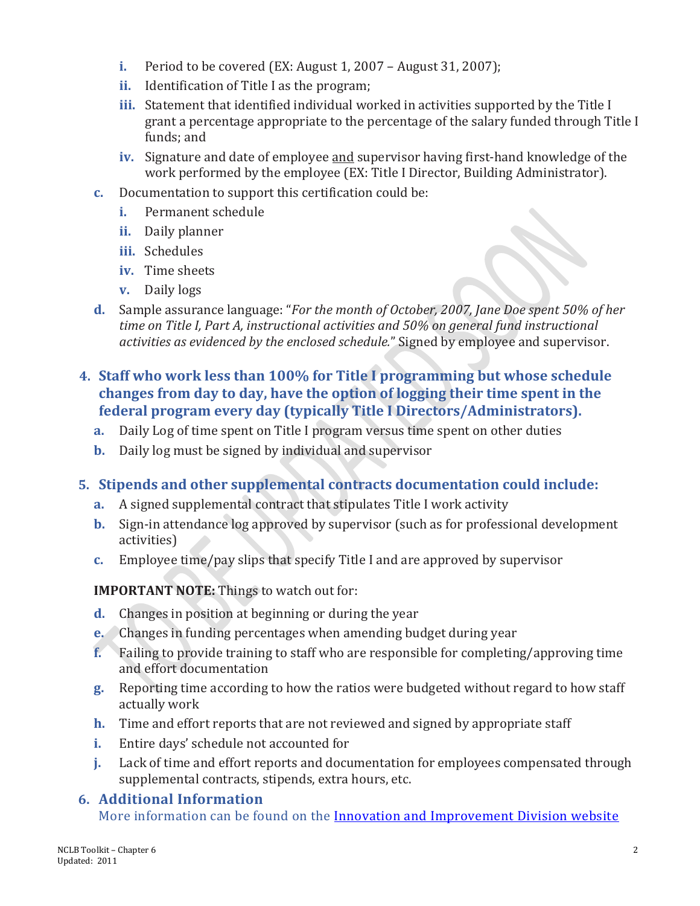i. Period to be covered (EX: August 1, 2007 – August 31, 2007);
   ii. Identification of Title I as the program;
   iii. Statement that identified individual worked in activities supported by the Title I grant a percentage appropriate to the percentage of the salary funded through Title I funds; and
   iv. Signature and date of employee <u>and</u> supervisor having first-hand knowledge of the work performed by the employee (EX: Title I Director, Building Administrator).

c. Documentation to support this certification could be:
   i. Permanent schedule
   ii. Daily planner
   iii. Schedules
   iv. Time sheets
   v. Daily logs

d. Sample assurance language: "*For the month of October, 2007, Jane Doe spent 50% of her time on Title I, Part A, instructional activities and 50% on general fund instructional activities as evidenced by the enclosed schedule.*" Signed by employee and supervisor.

### 4. Staff who work less than 100% for Title I programming but whose schedule changes from day to day, have the option of logging their time spent in the federal program every day (typically Title I Directors/Administrators).

a. Daily Log of time spent on Title I program versus time spent on other duties
b. Daily log must be signed by individual and supervisor

### 5. Stipends and other supplemental contracts documentation could include:

a. A signed supplemental contract that stipulates Title I work activity
b. Sign-in attendance log approved by supervisor (such as for professional development activities)
c. Employee time/pay slips that specify Title I and are approved by supervisor

**IMPORTANT NOTE:** Things to watch out for:

d. Changes in position at beginning or during the year
e. Changes in funding percentages when amending budget during year
f. Failing to provide training to staff who are responsible for completing/approving time and effort documentation
g. Reporting time according to how the ratios were budgeted without regard to how staff actually work
h. Time and effort reports that are not reviewed and signed by appropriate staff
i. Entire days' schedule not accounted for
j. Lack of time and effort reports and documentation for employees compensated through supplemental contracts, stipends, extra hours, etc.

### 6. Additional Information

More information can be found on the [Innovation and Improvement Division website]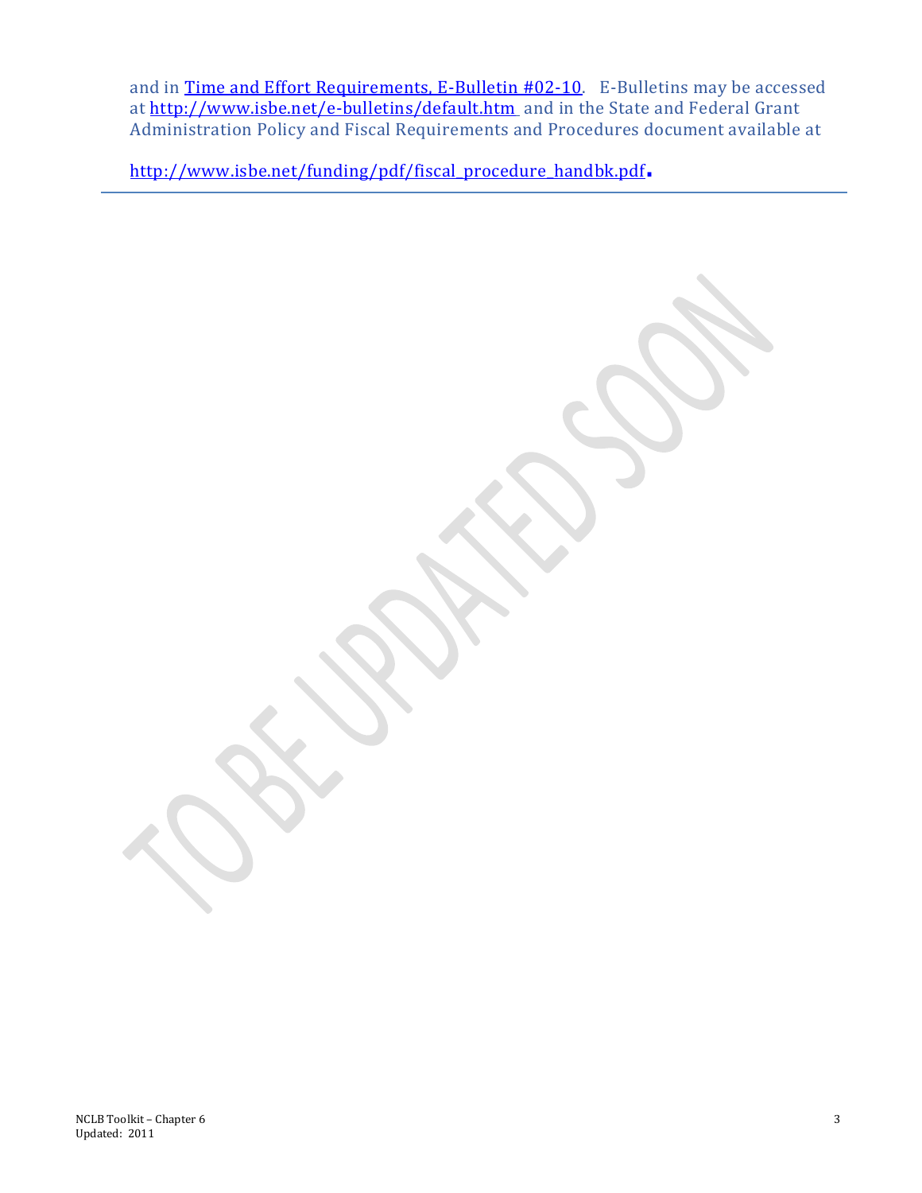and in [Time and Effort Requirements, E-Bulletin #02-10](). E-Bulletins may be accessed at http://www.isbe.net/e-bulletins/default.htm and in the State and Federal Grant Administration Policy and Fiscal Requirements and Procedures document available at

http://www.isbe.net/funding/pdf/fiscal_procedure_handbk.pdf.

---

TO BE UPDATED SOON